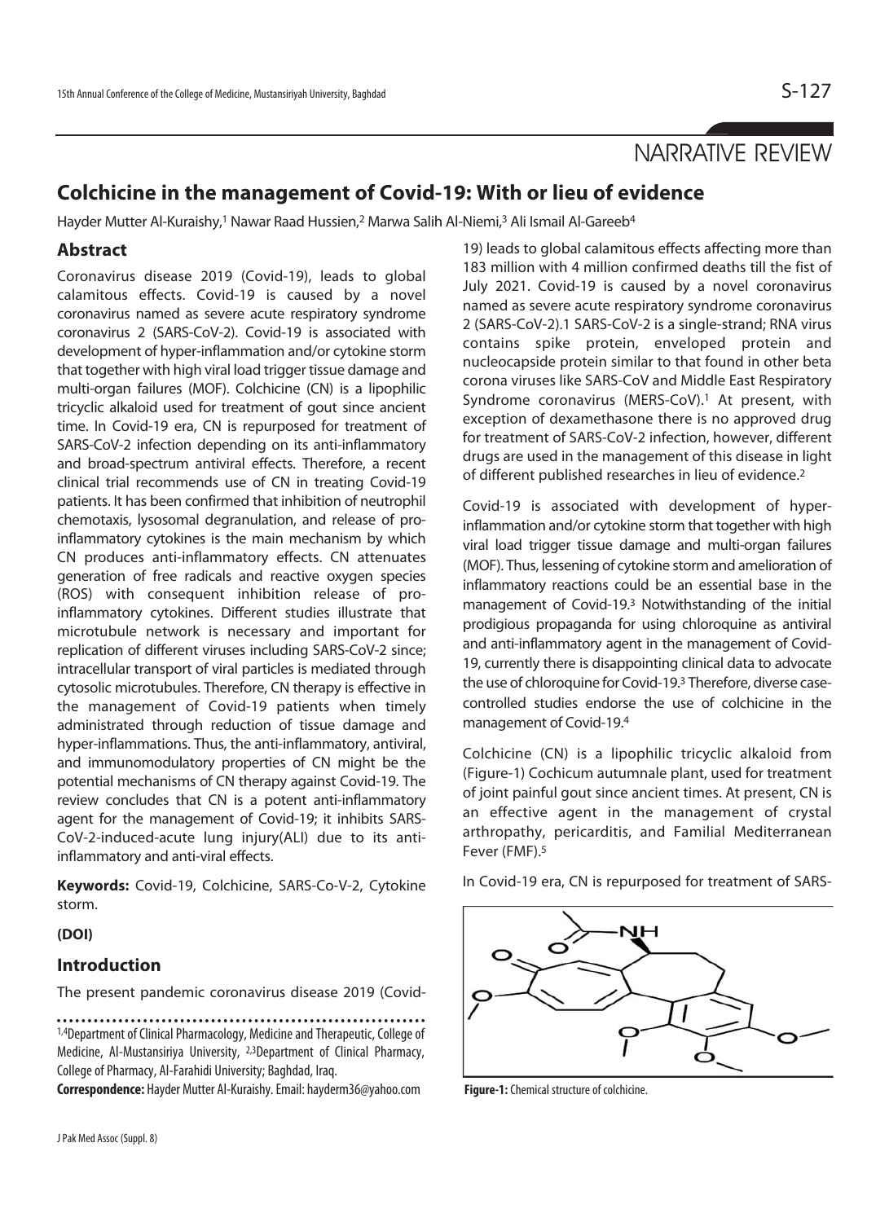NARRATIVE REVIEW

# Colchicine in the management of Covid-19: With or lieu of evidence

Hayder Mutter Al-Kuraishy,[1] Nawar Raad Hussien,[2] Marwa Salih Al-Niemi,[3] Ali Ismail Al-Gareeb[4]

## Abstract

Coronavirus disease 2019 (Covid-19), leads to global calamitous effects. Covid-19 is caused by a novel coronavirus named as severe acute respiratory syndrome coronavirus 2 (SARS-CoV-2). Covid-19 is associated with development of hyper-inflammation and/or cytokine storm that together with high viral load trigger tissue damage and multi-organ failures (MOF). Colchicine (CN) is a lipophilic tricyclic alkaloid used for treatment of gout since ancient time. In Covid-19 era, CN is repurposed for treatment of SARS-CoV-2 infection depending on its anti-inflammatory and broad-spectrum antiviral effects. Therefore, a recent clinical trial recommends use of CN in treating Covid-19 patients. It has been confirmed that inhibition of neutrophil chemotaxis, lysosomal degranulation, and release of pro-inflammatory cytokines is the main mechanism by which CN produces anti-inflammatory effects. CN attenuates generation of free radicals and reactive oxygen species (ROS) with consequent inhibition release of pro-inflammatory cytokines. Different studies illustrate that microtubule network is necessary and important for replication of different viruses including SARS-CoV-2 since; intracellular transport of viral particles is mediated through cytosolic microtubules. Therefore, CN therapy is effective in the management of Covid-19 patients when timely administrated through reduction of tissue damage and hyper-inflammations. Thus, the anti-inflammatory, antiviral, and immunomodulatory properties of CN might be the potential mechanisms of CN therapy against Covid-19. The review concludes that CN is a potent anti-inflammatory agent for the management of Covid-19; it inhibits SARS-CoV-2-induced-acute lung injury(ALI) due to its anti-inflammatory and anti-viral effects.

**Keywords:** Covid-19, Colchicine, SARS-Co-V-2, Cytokine storm.

**(DOI)**

## Introduction

The present pandemic coronavirus disease 2019 (Covid-19) leads to global calamitous effects affecting more than 183 million with 4 million confirmed deaths till the fist of July 2021. Covid-19 is caused by a novel coronavirus named as severe acute respiratory syndrome coronavirus 2 (SARS-CoV-2).[1] SARS-CoV-2 is a single-strand; RNA virus contains spike protein, enveloped protein and nucleocapside protein similar to that found in other beta corona viruses like SARS-CoV and Middle East Respiratory Syndrome coronavirus (MERS-CoV).[1] At present, with exception of dexamethasone there is no approved drug for treatment of SARS-CoV-2 infection, however, different drugs are used in the management of this disease in light of different published researches in lieu of evidence.[2]

Covid-19 is associated with development of hyper-inflammation and/or cytokine storm that together with high viral load trigger tissue damage and multi-organ failures (MOF). Thus, lessening of cytokine storm and amelioration of inflammatory reactions could be an essential base in the management of Covid-19.[3] Notwithstanding of the initial prodigious propaganda for using chloroquine as antiviral and anti-inflammatory agent in the management of Covid-19, currently there is disappointing clinical data to advocate the use of chloroquine for Covid-19.[3] Therefore, diverse case-controlled studies endorse the use of colchicine in the management of Covid-19.[4]

Colchicine (CN) is a lipophilic tricyclic alkaloid from (Figure-1) Cochicum autumnale plant, used for treatment of joint painful gout since ancient times. At present, CN is an effective agent in the management of crystal arthropathy, pericarditis, and Familial Mediterranean Fever (FMF).[5]

In Covid-19 era, CN is repurposed for treatment of SARS-

**Figure-1:** Chemical structure of colchicine.

---

[1,4]Department of Clinical Pharmacology, Medicine and Therapeutic, College of Medicine, Al-Mustansiriya University, [2,3]Department of Clinical Pharmacy, College of Pharmacy, Al-Farahidi University; Baghdad, Iraq.

**Correspondence:** Hayder Mutter Al-Kuraishy. Email: hayderm36@yahoo.com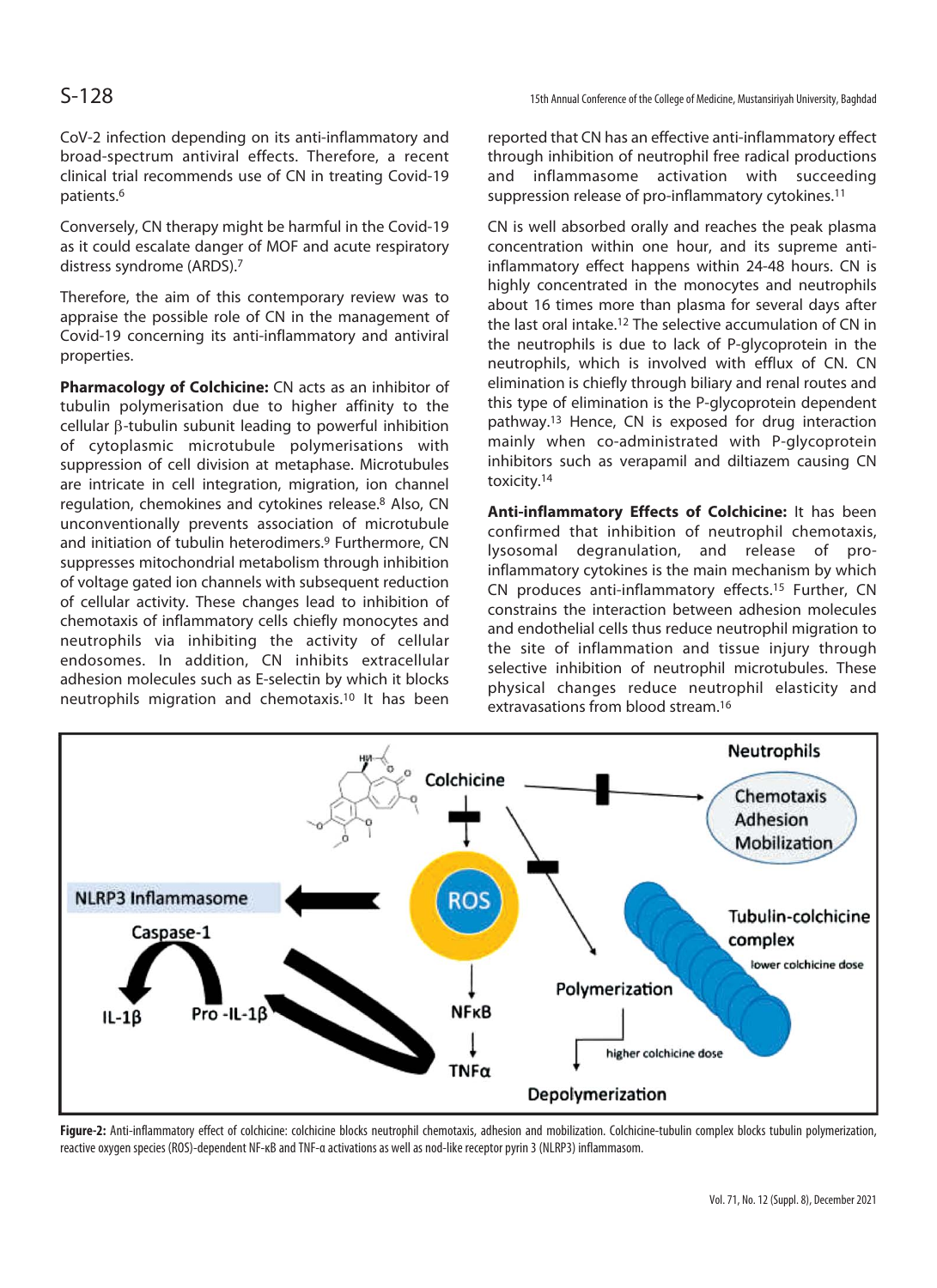CoV-2 infection depending on its anti-inflammatory and broad-spectrum antiviral effects. Therefore, a recent clinical trial recommends use of CN in treating Covid-19 patients.[6]

Conversely, CN therapy might be harmful in the Covid-19 as it could escalate danger of MOF and acute respiratory distress syndrome (ARDS).[7]

Therefore, the aim of this contemporary review was to appraise the possible role of CN in the management of Covid-19 concerning its anti-inflammatory and antiviral properties.

**Pharmacology of Colchicine:** CN acts as an inhibitor of tubulin polymerisation due to higher affinity to the cellular β-tubulin subunit leading to powerful inhibition of cytoplasmic microtubule polymerisations with suppression of cell division at metaphase. Microtubules are intricate in cell integration, migration, ion channel regulation, chemokines and cytokines release.[8] Also, CN unconventionally prevents association of microtubule and initiation of tubulin heterodimers.[9] Furthermore, CN suppresses mitochondrial metabolism through inhibition of voltage gated ion channels with subsequent reduction of cellular activity. These changes lead to inhibition of chemotaxis of inflammatory cells chiefly monocytes and neutrophils via inhibiting the activity of cellular endosomes. In addition, CN inhibits extracellular adhesion molecules such as E-selectin by which it blocks neutrophils migration and chemotaxis.[10] It has been reported that CN has an effective anti-inflammatory effect through inhibition of neutrophil free radical productions and inflammasome activation with succeeding suppression release of pro-inflammatory cytokines.[11]

CN is well absorbed orally and reaches the peak plasma concentration within one hour, and its supreme anti-inflammatory effect happens within 24-48 hours. CN is highly concentrated in the monocytes and neutrophils about 16 times more than plasma for several days after the last oral intake.[12] The selective accumulation of CN in the neutrophils is due to lack of P-glycoprotein in the neutrophils, which is involved with efflux of CN. CN elimination is chiefly through biliary and renal routes and this type of elimination is the P-glycoprotein dependent pathway.[13] Hence, CN is exposed for drug interaction mainly when co-administrated with P-glycoprotein inhibitors such as verapamil and diltiazem causing CN toxicity.[14]

**Anti-inflammatory Effects of Colchicine:** It has been confirmed that inhibition of neutrophil chemotaxis, lysosomal degranulation, and release of pro-inflammatory cytokines is the main mechanism by which CN produces anti-inflammatory effects.[15] Further, CN constrains the interaction between adhesion molecules and endothelial cells thus reduce neutrophil migration to the site of inflammation and tissue injury through selective inhibition of neutrophil microtubules. These physical changes reduce neutrophil elasticity and extravasations from blood stream.[16]

**Figure-2:** Anti-inflammatory effect of colchicine: colchicine blocks neutrophil chemotaxis, adhesion and mobilization. Colchicine-tubulin complex blocks tubulin polymerization, reactive oxygen species (ROS)-dependent NF-κB and TNF-α activations as well as nod-like receptor pyrin 3 (NLRP3) inflammasom.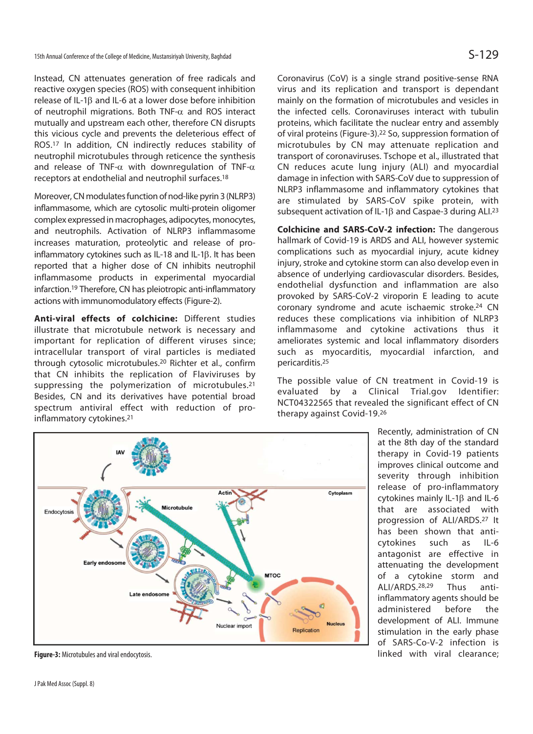Instead, CN attenuates generation of free radicals and reactive oxygen species (ROS) with consequent inhibition release of IL-1β and IL-6 at a lower dose before inhibition of neutrophil migrations. Both TNF-α and ROS interact mutually and upstream each other, therefore CN disrupts this vicious cycle and prevents the deleterious effect of ROS.[17] In addition, CN indirectly reduces stability of neutrophil microtubules through reticence the synthesis and release of TNF-α with downregulation of TNF-α receptors at endothelial and neutrophil surfaces.[18]

Moreover, CN modulates function of nod-like pyrin 3 (NLRP3) inflammasome, which are cytosolic multi-protein oligomer complex expressed in macrophages, adipocytes, monocytes, and neutrophils. Activation of NLRP3 inflammasome increases maturation, proteolytic and release of pro-inflammatory cytokines such as IL-18 and IL-1β. It has been reported that a higher dose of CN inhibits neutrophil inflammasome products in experimental myocardial infarction.[19] Therefore, CN has pleiotropic anti-inflammatory actions with immunomodulatory effects (Figure-2).

**Anti-viral effects of colchicine:** Different studies illustrate that microtubule network is necessary and important for replication of different viruses since; intracellular transport of viral particles is mediated through cytosolic microtubules.[20] Richter et al., confirm that CN inhibits the replication of Flaviviruses by suppressing the polymerization of microtubules.[21] Besides, CN and its derivatives have potential broad spectrum antiviral effect with reduction of pro-inflammatory cytokines.[21]

Figure-3: Microtubules and viral endocytosis.

Coronavirus (CoV) is a single strand positive-sense RNA virus and its replication and transport is dependant mainly on the formation of microtubules and vesicles in the infected cells. Coronaviruses interact with tubulin proteins, which facilitate the nuclear entry and assembly of viral proteins (Figure-3).[22] So, suppression formation of microtubules by CN may attenuate replication and transport of coronaviruses. Tschope et al., illustrated that CN reduces acute lung injury (ALI) and myocardial damage in infection with SARS-CoV due to suppression of NLRP3 inflammasome and inflammatory cytokines that are stimulated by SARS-CoV spike protein, with subsequent activation of IL-1β and Caspae-3 during ALI.[23]

**Colchicine and SARS-CoV-2 infection:** The dangerous hallmark of Covid-19 is ARDS and ALI, however systemic complications such as myocardial injury, acute kidney injury, stroke and cytokine storm can also develop even in absence of underlying cardiovascular disorders. Besides, endothelial dysfunction and inflammation are also provoked by SARS-CoV-2 viroporin E leading to acute coronary syndrome and acute ischaemic stroke.[24] CN reduces these complications via inhibition of NLRP3 inflammasome and cytokine activations thus it ameliorates systemic and local inflammatory disorders such as myocarditis, myocardial infarction, and pericarditis.[25]

The possible value of CN treatment in Covid-19 is evaluated by a Clinical Trial.gov Identifier: NCT04322565 that revealed the significant effect of CN therapy against Covid-19.[26]

Recently, administration of CN at the 8th day of the standard therapy in Covid-19 patients improves clinical outcome and severity through inhibition release of pro-inflammatory cytokines mainly IL-1β and IL-6 that are associated with progression of ALI/ARDS.[27] It has been shown that anti-cytokines such as IL-6 antagonist are effective in attenuating the development of a cytokine storm and ALI/ARDS.[28,29] Thus anti-inflammatory agents should be administered before the development of ALI. Immune stimulation in the early phase of SARS-Co-V-2 infection is linked with viral clearance;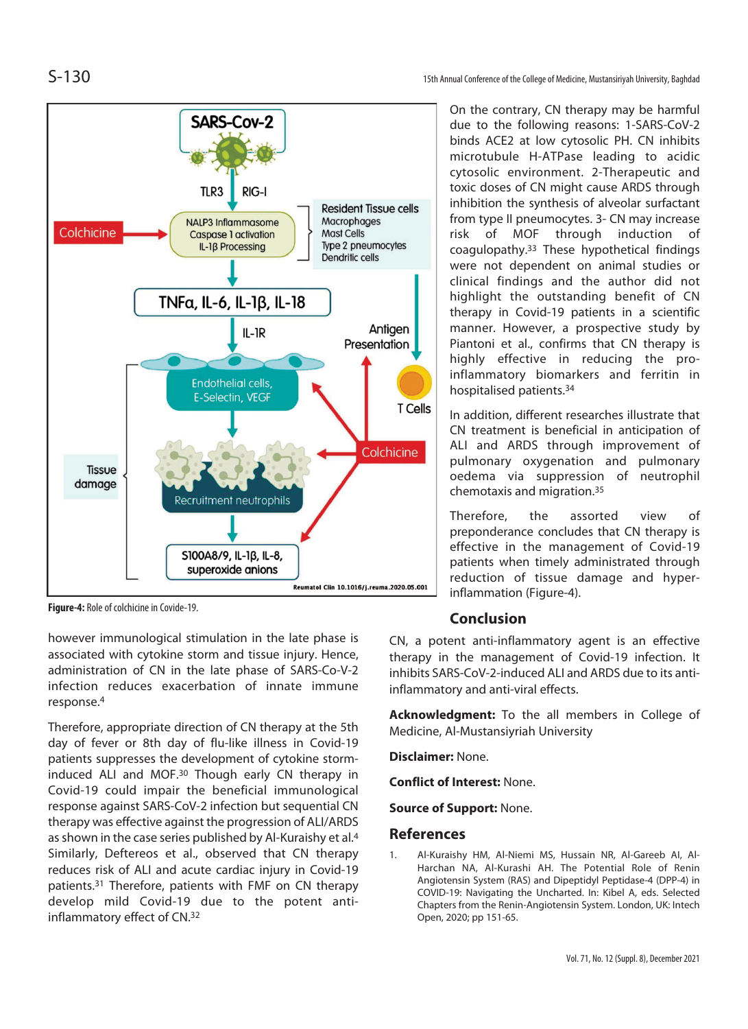Figure-4: Role of colchicine in Covide-19.

however immunological stimulation in the late phase is associated with cytokine storm and tissue injury. Hence, administration of CN in the late phase of SARS-Co-V-2 infection reduces exacerbation of innate immune response.[4]

Therefore, appropriate direction of CN therapy at the 5th day of fever or 8th day of flu-like illness in Covid-19 patients suppresses the development of cytokine storm-induced ALI and MOF.[30] Though early CN therapy in Covid-19 could impair the beneficial immunological response against SARS-CoV-2 infection but sequential CN therapy was effective against the progression of ALI/ARDS as shown in the case series published by Al-Kuraishy et al.[4] Similarly, Deftereos et al., observed that CN therapy reduces risk of ALI and acute cardiac injury in Covid-19 patients.[31] Therefore, patients with FMF on CN therapy develop mild Covid-19 due to the potent anti-inflammatory effect of CN.[32]

On the contrary, CN therapy may be harmful due to the following reasons: 1-SARS-CoV-2 binds ACE2 at low cytosolic PH. CN inhibits microtubule H-ATPase leading to acidic cytosolic environment. 2-Therapeutic and toxic doses of CN might cause ARDS through inhibition the synthesis of alveolar surfactant from type II pneumocytes. 3- CN may increase risk of MOF through induction of coagulopathy.[33] These hypothetical findings were not dependent on animal studies or clinical findings and the author did not highlight the outstanding benefit of CN therapy in Covid-19 patients in a scientific manner. However, a prospective study by Piantoni et al., confirms that CN therapy is highly effective in reducing the pro-inflammatory biomarkers and ferritin in hospitalised patients.[34]

In addition, different researches illustrate that CN treatment is beneficial in anticipation of ALI and ARDS through improvement of pulmonary oxygenation and pulmonary oedema via suppression of neutrophil chemotaxis and migration.[35]

Therefore, the assorted view of preponderance concludes that CN therapy is effective in the management of Covid-19 patients when timely administrated through reduction of tissue damage and hyper-inflammation (Figure-4).

## Conclusion

CN, a potent anti-inflammatory agent is an effective therapy in the management of Covid-19 infection. It inhibits SARS-CoV-2-induced ALI and ARDS due to its anti-inflammatory and anti-viral effects.

**Acknowledgment:** To the all members in College of Medicine, Al-Mustansiyriah University

**Disclaimer:** None.

**Conflict of Interest:** None.

**Source of Support:** None.

## References

1. Al-Kuraishy HM, Al-Niemi MS, Hussain NR, Al-Gareeb AI, Al-Harchan NA, Al-Kurashi AH. The Potential Role of Renin Angiotensin System (RAS) and Dipeptidyl Peptidase-4 (DPP-4) in COVID-19: Navigating the Uncharted. In: Kibel A, eds. Selected Chapters from the Renin-Angiotensin System. London, UK: Intech Open, 2020; pp 151-65.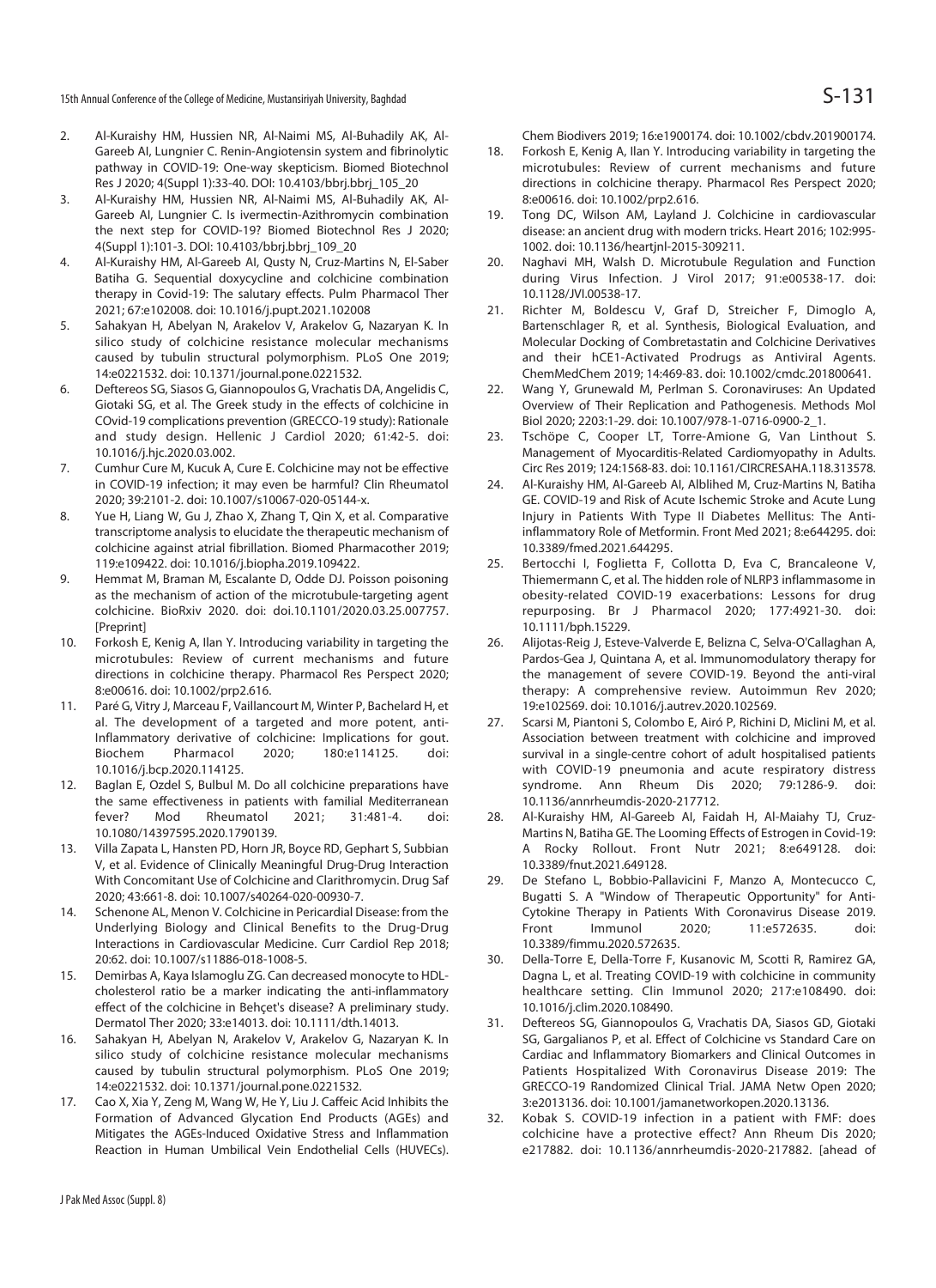2. Al-Kuraishy HM, Hussien NR, Al-Naimi MS, Al-Buhadily AK, Al-Gareeb AI, Lungnier C. Renin-Angiotensin system and fibrinolytic pathway in COVID-19: One-way skepticism. Biomed Biotechnol Res J 2020; 4(Suppl 1):33-40. DOI: 10.4103/bbrj.bbrj_105_20
3. Al-Kuraishy HM, Hussien NR, Al-Naimi MS, Al-Buhadily AK, Al-Gareeb AI, Lungnier C. Is ivermectin-Azithromycin combination the next step for COVID-19? Biomed Biotechnol Res J 2020; 4(Suppl 1):101-3. DOI: 10.4103/bbrj.bbrj_109_20
4. Al-Kuraishy HM, Al-Gareeb AI, Qusty N, Cruz-Martins N, El-Saber Batiha G. Sequential doxycycline and colchicine combination therapy in Covid-19: The salutary effects. Pulm Pharmacol Ther 2021; 67:e102008. doi: 10.1016/j.pupt.2021.102008
5. Sahakyan H, Abelyan N, Arakelov V, Arakelov G, Nazaryan K. In silico study of colchicine resistance molecular mechanisms caused by tubulin structural polymorphism. PLoS One 2019; 14:e0221532. doi: 10.1371/journal.pone.0221532.
6. Deftereos SG, Siasos G, Giannopoulos G, Vrachatis DA, Angelidis C, Giotaki SG, et al. The Greek study in the effects of colchicine in COvid-19 complications prevention (GRECCO-19 study): Rationale and study design. Hellenic J Cardiol 2020; 61:42-5. doi: 10.1016/j.hjc.2020.03.002.
7. Cumhur Cure M, Kucuk A, Cure E. Colchicine may not be effective in COVID-19 infection; it may even be harmful? Clin Rheumatol 2020; 39:2101-2. doi: 10.1007/s10067-020-05144-x.
8. Yue H, Liang W, Gu J, Zhao X, Zhang T, Qin X, et al. Comparative transcriptome analysis to elucidate the therapeutic mechanism of colchicine against atrial fibrillation. Biomed Pharmacother 2019; 119:e109422. doi: 10.1016/j.biopha.2019.109422.
9. Hemmat M, Braman M, Escalante D, Odde DJ. Poisson poisoning as the mechanism of action of the microtubule-targeting agent colchicine. BioRxiv 2020. doi: doi.10.1101/2020.03.25.007757. [Preprint]
10. Forkosh E, Kenig A, Ilan Y. Introducing variability in targeting the microtubules: Review of current mechanisms and future directions in colchicine therapy. Pharmacol Res Perspect 2020; 8:e00616. doi: 10.1002/prp2.616.
11. Paré G, Vitry J, Marceau F, Vaillancourt M, Winter P, Bachelard H, et al. The development of a targeted and more potent, anti-Inflammatory derivative of colchicine: Implications for gout. Biochem Pharmacol 2020; 180:e114125. doi: 10.1016/j.bcp.2020.114125.
12. Baglan E, Ozdel S, Bulbul M. Do all colchicine preparations have the same effectiveness in patients with familial Mediterranean fever? Mod Rheumatol 2021; 31:481-4. doi: 10.1080/14397595.2020.1790139.
13. Villa Zapata L, Hansten PD, Horn JR, Boyce RD, Gephart S, Subbian V, et al. Evidence of Clinically Meaningful Drug-Drug Interaction With Concomitant Use of Colchicine and Clarithromycin. Drug Saf 2020; 43:661-8. doi: 10.1007/s40264-020-00930-7.
14. Schenone AL, Menon V. Colchicine in Pericardial Disease: from the Underlying Biology and Clinical Benefits to the Drug-Drug Interactions in Cardiovascular Medicine. Curr Cardiol Rep 2018; 20:62. doi: 10.1007/s11886-018-1008-5.
15. Demirbas A, Kaya Islamoglu ZG. Can decreased monocyte to HDL-cholesterol ratio be a marker indicating the anti-inflammatory effect of the colchicine in Behçet's disease? A preliminary study. Dermatol Ther 2020; 33:e14013. doi: 10.1111/dth.14013.
16. Sahakyan H, Abelyan N, Arakelov V, Arakelov G, Nazaryan K. In silico study of colchicine resistance molecular mechanisms caused by tubulin structural polymorphism. PLoS One 2019; 14:e0221532. doi: 10.1371/journal.pone.0221532.
17. Cao X, Xia Y, Zeng M, Wang W, He Y, Liu J. Caffeic Acid Inhibits the Formation of Advanced Glycation End Products (AGEs) and Mitigates the AGEs-Induced Oxidative Stress and Inflammation Reaction in Human Umbilical Vein Endothelial Cells (HUVECs). Chem Biodivers 2019; 16:e1900174. doi: 10.1002/cbdv.201900174.
18. Forkosh E, Kenig A, Ilan Y. Introducing variability in targeting the microtubules: Review of current mechanisms and future directions in colchicine therapy. Pharmacol Res Perspect 2020; 8:e00616. doi: 10.1002/prp2.616.
19. Tong DC, Wilson AM, Layland J. Colchicine in cardiovascular disease: an ancient drug with modern tricks. Heart 2016; 102:995-1002. doi: 10.1136/heartjnl-2015-309211.
20. Naghavi MH, Walsh D. Microtubule Regulation and Function during Virus Infection. J Virol 2017; 91:e00538-17. doi: 10.1128/JVI.00538-17.
21. Richter M, Boldescu V, Graf D, Streicher F, Dimoglo A, Bartenschlager R, et al. Synthesis, Biological Evaluation, and Molecular Docking of Combretastatin and Colchicine Derivatives and their hCE1-Activated Prodrugs as Antiviral Agents. ChemMedChem 2019; 14:469-83. doi: 10.1002/cmdc.201800641.
22. Wang Y, Grunewald M, Perlman S. Coronaviruses: An Updated Overview of Their Replication and Pathogenesis. Methods Mol Biol 2020; 2203:1-29. doi: 10.1007/978-1-0716-0900-2_1.
23. Tschöpe C, Cooper LT, Torre-Amione G, Van Linthout S. Management of Myocarditis-Related Cardiomyopathy in Adults. Circ Res 2019; 124:1568-83. doi: 10.1161/CIRCRESAHA.118.313578.
24. Al-Kuraishy HM, Al-Gareeb AI, Alblihed M, Cruz-Martins N, Batiha GE. COVID-19 and Risk of Acute Ischemic Stroke and Acute Lung Injury in Patients With Type II Diabetes Mellitus: The Anti-inflammatory Role of Metformin. Front Med 2021; 8:e644295. doi: 10.3389/fmed.2021.644295.
25. Bertocchi I, Foglietta F, Collotta D, Eva C, Brancaleone V, Thiemermann C, et al. The hidden role of NLRP3 inflammasome in obesity-related COVID-19 exacerbations: Lessons for drug repurposing. Br J Pharmacol 2020; 177:4921-30. doi: 10.1111/bph.15229.
26. Alijotas-Reig J, Esteve-Valverde E, Belizna C, Selva-O'Callaghan A, Pardos-Gea J, Quintana A, et al. Immunomodulatory therapy for the management of severe COVID-19. Beyond the anti-viral therapy: A comprehensive review. Autoimmun Rev 2020; 19:e102569. doi: 10.1016/j.autrev.2020.102569.
27. Scarsi M, Piantoni S, Colombo E, Airó P, Richini D, Miclini M, et al. Association between treatment with colchicine and improved survival in a single-centre cohort of adult hospitalised patients with COVID-19 pneumonia and acute respiratory distress syndrome. Ann Rheum Dis 2020; 79:1286-9. doi: 10.1136/annrheumdis-2020-217712.
28. Al-Kuraishy HM, Al-Gareeb AI, Faidah H, Al-Maiahy TJ, Cruz-Martins N, Batiha GE. The Looming Effects of Estrogen in Covid-19: A Rocky Rollout. Front Nutr 2021; 8:e649128. doi: 10.3389/fnut.2021.649128.
29. De Stefano L, Bobbio-Pallavicini F, Manzo A, Montecucco C, Bugatti S. A "Window of Therapeutic Opportunity" for Anti-Cytokine Therapy in Patients With Coronavirus Disease 2019. Front Immunol 2020; 11:e572635. doi: 10.3389/fimmu.2020.572635.
30. Della-Torre E, Della-Torre F, Kusanovic M, Scotti R, Ramirez GA, Dagna L, et al. Treating COVID-19 with colchicine in community healthcare setting. Clin Immunol 2020; 217:e108490. doi: 10.1016/j.clim.2020.108490.
31. Deftereos SG, Giannopoulos G, Vrachatis DA, Siasos GD, Giotaki SG, Gargalianos P, et al. Effect of Colchicine vs Standard Care on Cardiac and Inflammatory Biomarkers and Clinical Outcomes in Patients Hospitalized With Coronavirus Disease 2019: The GRECCO-19 Randomized Clinical Trial. JAMA Netw Open 2020; 3:e2013136. doi: 10.1001/jamanetworkopen.2020.13136.
32. Kobak S. COVID-19 infection in a patient with FMF: does colchicine have a protective effect? Ann Rheum Dis 2020; e217882. doi: 10.1136/annrheumdis-2020-217882. [ahead of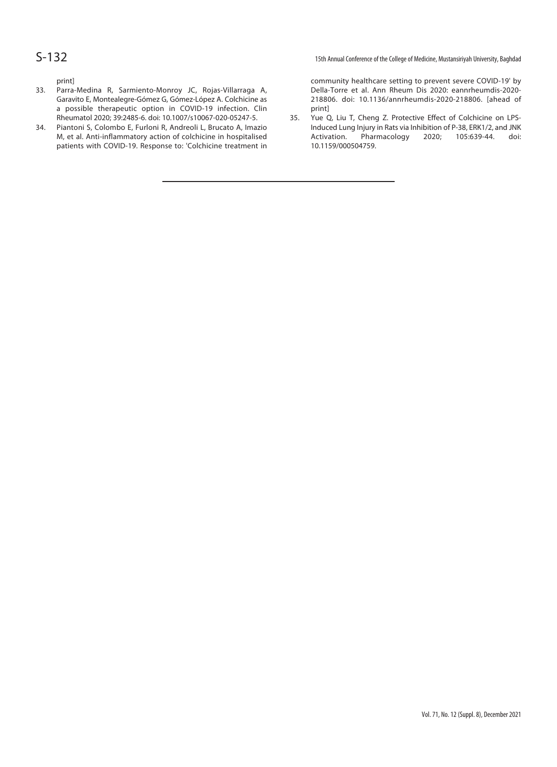print]

33. Parra-Medina R, Sarmiento-Monroy JC, Rojas-Villarraga A, Garavito E, Montealegre-Gómez G, Gómez-López A. Colchicine as a possible therapeutic option in COVID-19 infection. Clin Rheumatol 2020; 39:2485-6. doi: 10.1007/s10067-020-05247-5.
34. Piantoni S, Colombo E, Furloni R, Andreoli L, Brucato A, Imazio M, et al. Anti-inflammatory action of colchicine in hospitalised patients with COVID-19. Response to: 'Colchicine treatment in community healthcare setting to prevent severe COVID-19' by Della-Torre et al. Ann Rheum Dis 2020: eannrheumdis-2020-218806. doi: 10.1136/annrheumdis-2020-218806. [ahead of print]
35. Yue Q, Liu T, Cheng Z. Protective Effect of Colchicine on LPS-Induced Lung Injury in Rats via Inhibition of P-38, ERK1/2, and JNK Activation. Pharmacology 2020; 105:639-44. doi: 10.1159/000504759.